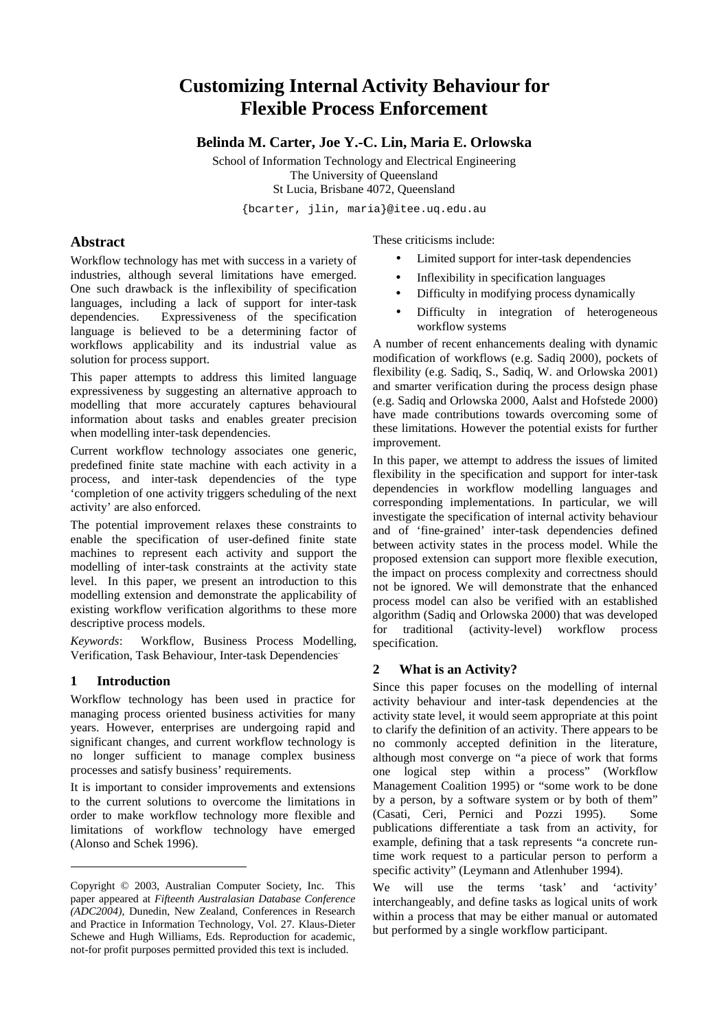# Customizing Internal Activity Behaviour for Flexible Process Enforcement

**Belinda M. Carter, Joe Y.-C. Lin, Maria E. Orlowska**

School of Information Technology and Electrical Engineering
The University of Queensland
St Lucia, Brisbane 4072, Queensland

{bcarter, jlin, maria}@itee.uq.edu.au

## Abstract

Workflow technology has met with success in a variety of industries, although several limitations have emerged. One such drawback is the inflexibility of specification languages, including a lack of support for inter-task dependencies. Expressiveness of the specification language is believed to be a determining factor of workflows applicability and its industrial value as solution for process support.

This paper attempts to address this limited language expressiveness by suggesting an alternative approach to modelling that more accurately captures behavioural information about tasks and enables greater precision when modelling inter-task dependencies.

Current workflow technology associates one generic, predefined finite state machine with each activity in a process, and inter-task dependencies of the type 'completion of one activity triggers scheduling of the next activity' are also enforced.

The potential improvement relaxes these constraints to enable the specification of user-defined finite state machines to represent each activity and support the modelling of inter-task constraints at the activity state level. In this paper, we present an introduction to this modelling extension and demonstrate the applicability of existing workflow verification algorithms to these more descriptive process models.

*Keywords*: Workflow, Business Process Modelling, Verification, Task Behaviour, Inter-task Dependencies.

## 1 Introduction

Workflow technology has been used in practice for managing process oriented business activities for many years. However, enterprises are undergoing rapid and significant changes, and current workflow technology is no longer sufficient to manage complex business processes and satisfy business' requirements.

It is important to consider improvements and extensions to the current solutions to overcome the limitations in order to make workflow technology more flexible and limitations of workflow technology have emerged (Alonso and Schek 1996).

These criticisms include:

- Limited support for inter-task dependencies
- Inflexibility in specification languages
- Difficulty in modifying process dynamically
- Difficulty in integration of heterogeneous workflow systems

A number of recent enhancements dealing with dynamic modification of workflows (e.g. Sadiq 2000), pockets of flexibility (e.g. Sadiq, S., Sadiq, W. and Orlowska 2001) and smarter verification during the process design phase (e.g. Sadiq and Orlowska 2000, Aalst and Hofstede 2000) have made contributions towards overcoming some of these limitations. However the potential exists for further improvement.

In this paper, we attempt to address the issues of limited flexibility in the specification and support for inter-task dependencies in workflow modelling languages and corresponding implementations. In particular, we will investigate the specification of internal activity behaviour and of 'fine-grained' inter-task dependencies defined between activity states in the process model. While the proposed extension can support more flexible execution, the impact on process complexity and correctness should not be ignored. We will demonstrate that the enhanced process model can also be verified with an established algorithm (Sadiq and Orlowska 2000) that was developed for traditional (activity-level) workflow process specification.

## 2 What is an Activity?

Since this paper focuses on the modelling of internal activity behaviour and inter-task dependencies at the activity state level, it would seem appropriate at this point to clarify the definition of an activity. There appears to be no commonly accepted definition in the literature, although most converge on "a piece of work that forms one logical step within a process" (Workflow Management Coalition 1995) or "some work to be done by a person, by a software system or by both of them" (Casati, Ceri, Pernici and Pozzi 1995). Some publications differentiate a task from an activity, for example, defining that a task represents "a concrete run-time work request to a particular person to perform a specific activity" (Leymann and Atlenhuber 1994).

We will use the terms 'task' and 'activity' interchangeably, and define tasks as logical units of work within a process that may be either manual or automated but performed by a single workflow participant.

---

Copyright © 2003, Australian Computer Society, Inc. This paper appeared at *Fifteenth Australasian Database Conference (ADC2004)*, Dunedin, New Zealand, Conferences in Research and Practice in Information Technology, Vol. 27. Klaus-Dieter Schewe and Hugh Williams, Eds. Reproduction for academic, not-for profit purposes permitted provided this text is included.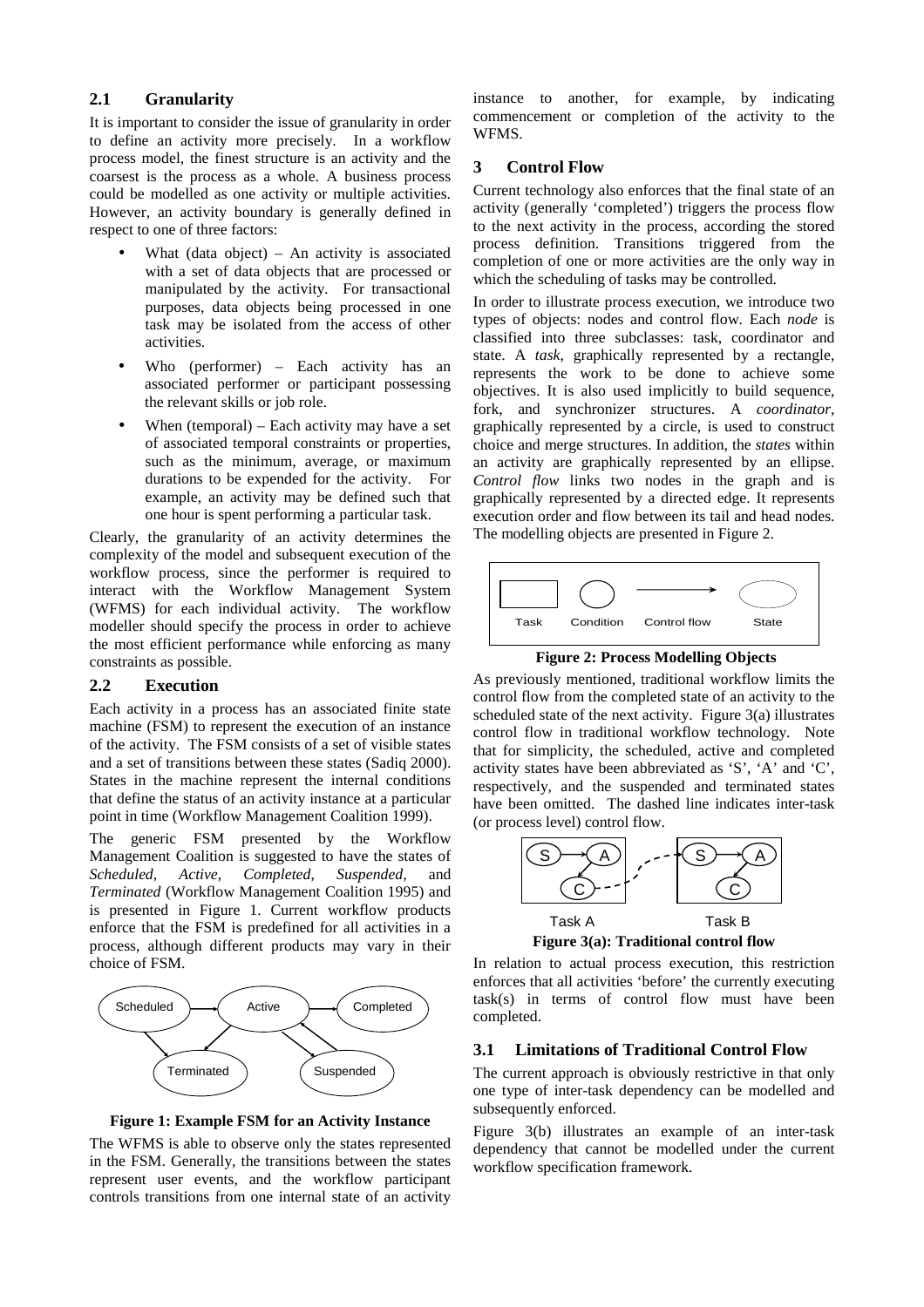## 2.1 Granularity

It is important to consider the issue of granularity in order to define an activity more precisely. In a workflow process model, the finest structure is an activity and the coarsest is the process as a whole. A business process could be modelled as one activity or multiple activities. However, an activity boundary is generally defined in respect to one of three factors:

- What (data object) – An activity is associated with a set of data objects that are processed or manipulated by the activity. For transactional purposes, data objects being processed in one task may be isolated from the access of other activities.
- Who (performer) – Each activity has an associated performer or participant possessing the relevant skills or job role.
- When (temporal) – Each activity may have a set of associated temporal constraints or properties, such as the minimum, average, or maximum durations to be expended for the activity. For example, an activity may be defined such that one hour is spent performing a particular task.

Clearly, the granularity of an activity determines the complexity of the model and subsequent execution of the workflow process, since the performer is required to interact with the Workflow Management System (WFMS) for each individual activity. The workflow modeller should specify the process in order to achieve the most efficient performance while enforcing as many constraints as possible.

## 2.2 Execution

Each activity in a process has an associated finite state machine (FSM) to represent the execution of an instance of the activity. The FSM consists of a set of visible states and a set of transitions between these states (Sadiq 2000). States in the machine represent the internal conditions that define the status of an activity instance at a particular point in time (Workflow Management Coalition 1999).

The generic FSM presented by the Workflow Management Coalition is suggested to have the states of *Scheduled*, *Active*, *Completed*, *Suspended*, and *Terminated* (Workflow Management Coalition 1995) and is presented in Figure 1. Current workflow products enforce that the FSM is predefined for all activities in a process, although different products may vary in their choice of FSM.

**Figure 1: Example FSM for an Activity Instance**

The WFMS is able to observe only the states represented in the FSM. Generally, the transitions between the states represent user events, and the workflow participant controls transitions from one internal state of an activity instance to another, for example, by indicating commencement or completion of the activity to the WFMS.

# 3 Control Flow

Current technology also enforces that the final state of an activity (generally 'completed') triggers the process flow to the next activity in the process, according the stored process definition. Transitions triggered from the completion of one or more activities are the only way in which the scheduling of tasks may be controlled.

In order to illustrate process execution, we introduce two types of objects: nodes and control flow. Each *node* is classified into three subclasses: task, coordinator and state. A *task*, graphically represented by a rectangle, represents the work to be done to achieve some objectives. It is also used implicitly to build sequence, fork, and synchronizer structures. A *coordinator*, graphically represented by a circle, is used to construct choice and merge structures. In addition, the *states* within an activity are graphically represented by an ellipse. *Control flow* links two nodes in the graph and is graphically represented by a directed edge. It represents execution order and flow between its tail and head nodes. The modelling objects are presented in Figure 2.

**Figure 2: Process Modelling Objects**

As previously mentioned, traditional workflow limits the control flow from the completed state of an activity to the scheduled state of the next activity. Figure 3(a) illustrates control flow in traditional workflow technology. Note that for simplicity, the scheduled, active and completed activity states have been abbreviated as 'S', 'A' and 'C', respectively, and the suspended and terminated states have been omitted. The dashed line indicates inter-task (or process level) control flow.

**Figure 3(a): Traditional control flow**

In relation to actual process execution, this restriction enforces that all activities 'before' the currently executing task(s) in terms of control flow must have been completed.

## 3.1 Limitations of Traditional Control Flow

The current approach is obviously restrictive in that only one type of inter-task dependency can be modelled and subsequently enforced.

Figure 3(b) illustrates an example of an inter-task dependency that cannot be modelled under the current workflow specification framework.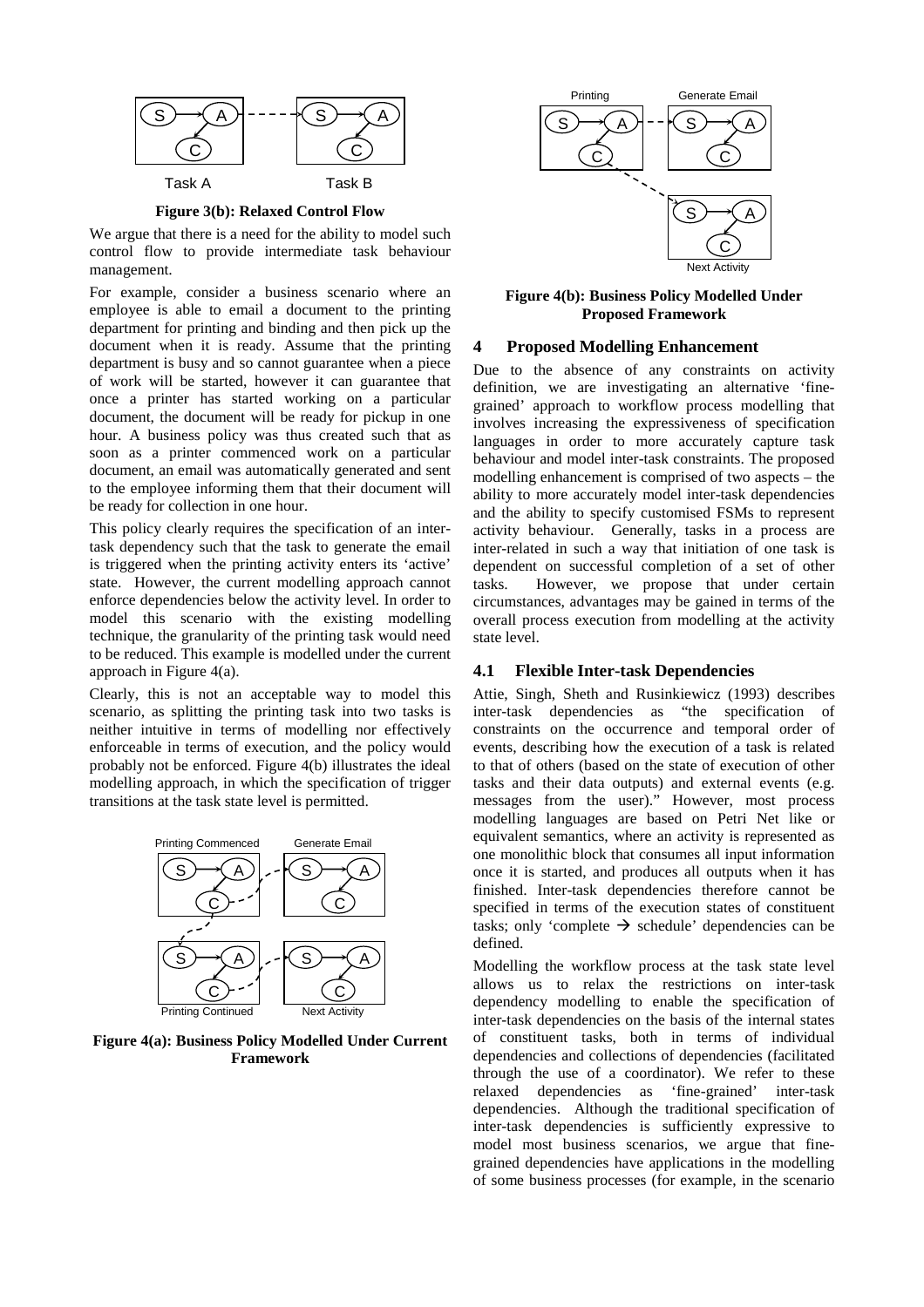**Figure 3(b): Relaxed Control Flow**

We argue that there is a need for the ability to model such control flow to provide intermediate task behaviour management.

For example, consider a business scenario where an employee is able to email a document to the printing department for printing and binding and then pick up the document when it is ready. Assume that the printing department is busy and so cannot guarantee when a piece of work will be started, however it can guarantee that once a printer has started working on a particular document, the document will be ready for pickup in one hour. A business policy was thus created such that as soon as a printer commenced work on a particular document, an email was automatically generated and sent to the employee informing them that their document will be ready for collection in one hour.

This policy clearly requires the specification of an inter-task dependency such that the task to generate the email is triggered when the printing activity enters its 'active' state. However, the current modelling approach cannot enforce dependencies below the activity level. In order to model this scenario with the existing modelling technique, the granularity of the printing task would need to be reduced. This example is modelled under the current approach in Figure 4(a).

Clearly, this is not an acceptable way to model this scenario, as splitting the printing task into two tasks is neither intuitive in terms of modelling nor effectively enforceable in terms of execution, and the policy would probably not be enforced. Figure 4(b) illustrates the ideal modelling approach, in which the specification of trigger transitions at the task state level is permitted.

**Figure 4(a): Business Policy Modelled Under Current Framework**

**Figure 4(b): Business Policy Modelled Under Proposed Framework**

## 4 Proposed Modelling Enhancement

Due to the absence of any constraints on activity definition, we are investigating an alternative 'fine-grained' approach to workflow process modelling that involves increasing the expressiveness of specification languages in order to more accurately capture task behaviour and model inter-task constraints. The proposed modelling enhancement is comprised of two aspects – the ability to more accurately model inter-task dependencies and the ability to specify customised FSMs to represent activity behaviour. Generally, tasks in a process are inter-related in such a way that initiation of one task is dependent on successful completion of a set of other tasks. However, we propose that under certain circumstances, advantages may be gained in terms of the overall process execution from modelling at the activity state level.

### 4.1 Flexible Inter-task Dependencies

Attie, Singh, Sheth and Rusinkiewicz (1993) describes inter-task dependencies as "the specification of constraints on the occurrence and temporal order of events, describing how the execution of a task is related to that of others (based on the state of execution of other tasks and their data outputs) and external events (e.g. messages from the user)." However, most process modelling languages are based on Petri Net like or equivalent semantics, where an activity is represented as one monolithic block that consumes all input information once it is started, and produces all outputs when it has finished. Inter-task dependencies therefore cannot be specified in terms of the execution states of constituent tasks; only 'complete → schedule' dependencies can be defined.

Modelling the workflow process at the task state level allows us to relax the restrictions on inter-task dependency modelling to enable the specification of inter-task dependencies on the basis of the internal states of constituent tasks, both in terms of individual dependencies and collections of dependencies (facilitated through the use of a coordinator). We refer to these relaxed dependencies as 'fine-grained' inter-task dependencies. Although the traditional specification of inter-task dependencies is sufficiently expressive to model most business scenarios, we argue that fine-grained dependencies have applications in the modelling of some business processes (for example, in the scenario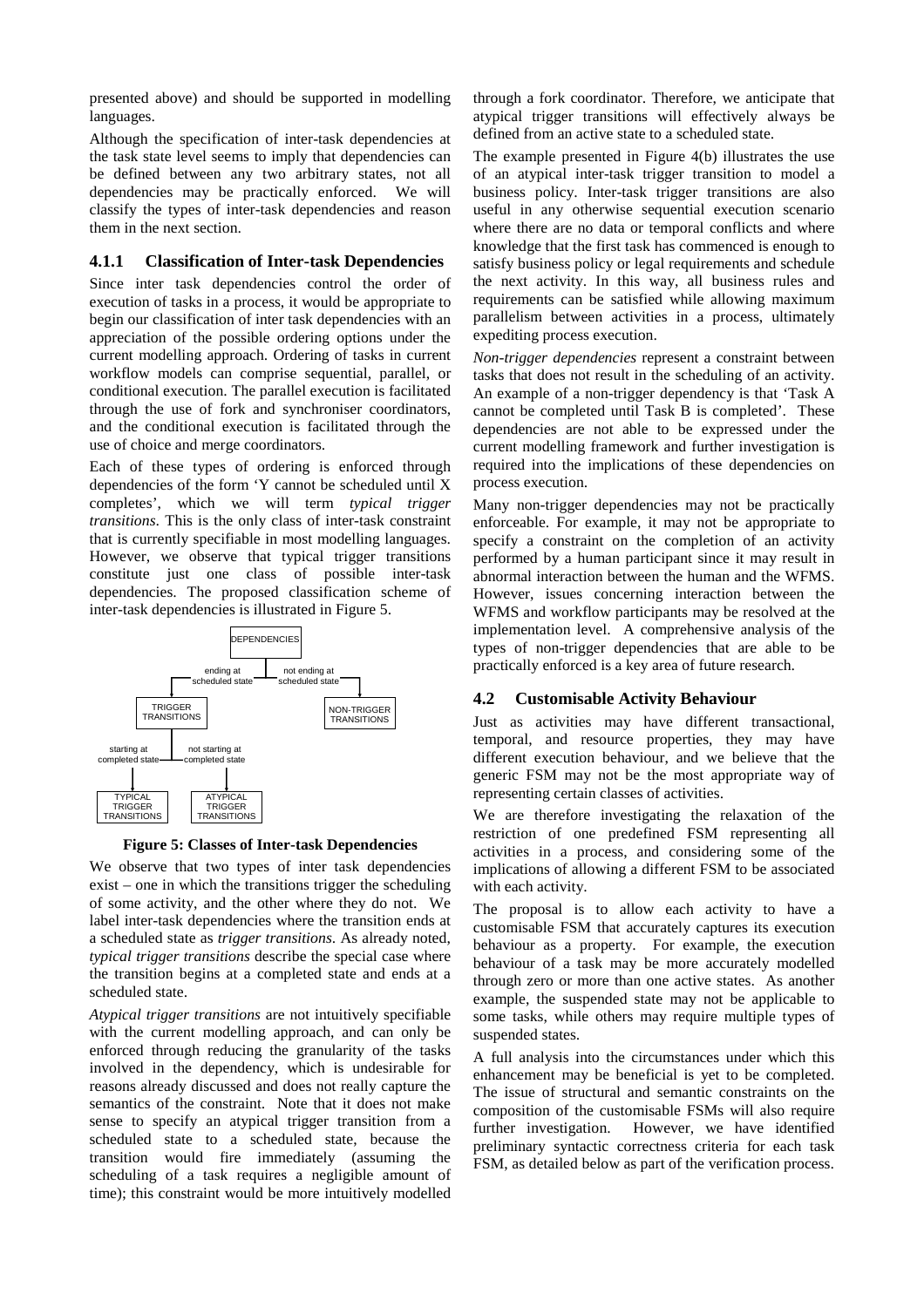presented above) and should be supported in modelling languages.

Although the specification of inter-task dependencies at the task state level seems to imply that dependencies can be defined between any two arbitrary states, not all dependencies may be practically enforced. We will classify the types of inter-task dependencies and reason them in the next section.

### 4.1.1 Classification of Inter-task Dependencies

Since inter task dependencies control the order of execution of tasks in a process, it would be appropriate to begin our classification of inter task dependencies with an appreciation of the possible ordering options under the current modelling approach. Ordering of tasks in current workflow models can comprise sequential, parallel, or conditional execution. The parallel execution is facilitated through the use of fork and synchroniser coordinators, and the conditional execution is facilitated through the use of choice and merge coordinators.

Each of these types of ordering is enforced through dependencies of the form 'Y cannot be scheduled until X completes', which we will term *typical trigger transitions*. This is the only class of inter-task constraint that is currently specifiable in most modelling languages. However, we observe that typical trigger transitions constitute just one class of possible inter-task dependencies. The proposed classification scheme of inter-task dependencies is illustrated in Figure 5.

DEPENDENCIES — ending at scheduled state → TRIGGER TRANSITIONS; not ending at scheduled state → NON-TRIGGER TRANSITIONS. TRIGGER TRANSITIONS — starting at completed state → TYPICAL TRIGGER TRANSITIONS; not starting at completed state → ATYPICAL TRIGGER TRANSITIONS.

**Figure 5: Classes of Inter-task Dependencies**

We observe that two types of inter task dependencies exist – one in which the transitions trigger the scheduling of some activity, and the other where they do not. We label inter-task dependencies where the transition ends at a scheduled state as *trigger transitions*. As already noted, *typical trigger transitions* describe the special case where the transition begins at a completed state and ends at a scheduled state.

*Atypical trigger transitions* are not intuitively specifiable with the current modelling approach, and can only be enforced through reducing the granularity of the tasks involved in the dependency, which is undesirable for reasons already discussed and does not really capture the semantics of the constraint. Note that it does not make sense to specify an atypical trigger transition from a scheduled state to a scheduled state, because the transition would fire immediately (assuming the scheduling of a task requires a negligible amount of time); this constraint would be more intuitively modelled through a fork coordinator. Therefore, we anticipate that atypical trigger transitions will effectively always be defined from an active state to a scheduled state.

The example presented in Figure 4(b) illustrates the use of an atypical inter-task trigger transition to model a business policy. Inter-task trigger transitions are also useful in any otherwise sequential execution scenario where there are no data or temporal conflicts and where knowledge that the first task has commenced is enough to satisfy business policy or legal requirements and schedule the next activity. In this way, all business rules and requirements can be satisfied while allowing maximum parallelism between activities in a process, ultimately expediting process execution.

*Non-trigger dependencies* represent a constraint between tasks that does not result in the scheduling of an activity. An example of a non-trigger dependency is that 'Task A cannot be completed until Task B is completed'. These dependencies are not able to be expressed under the current modelling framework and further investigation is required into the implications of these dependencies on process execution.

Many non-trigger dependencies may not be practically enforceable. For example, it may not be appropriate to specify a constraint on the completion of an activity performed by a human participant since it may result in abnormal interaction between the human and the WFMS. However, issues concerning interaction between the WFMS and workflow participants may be resolved at the implementation level. A comprehensive analysis of the types of non-trigger dependencies that are able to be practically enforced is a key area of future research.

## 4.2 Customisable Activity Behaviour

Just as activities may have different transactional, temporal, and resource properties, they may have different execution behaviour, and we believe that the generic FSM may not be the most appropriate way of representing certain classes of activities.

We are therefore investigating the relaxation of the restriction of one predefined FSM representing all activities in a process, and considering some of the implications of allowing a different FSM to be associated with each activity.

The proposal is to allow each activity to have a customisable FSM that accurately captures its execution behaviour as a property. For example, the execution behaviour of a task may be more accurately modelled through zero or more than one active states. As another example, the suspended state may not be applicable to some tasks, while others may require multiple types of suspended states.

A full analysis into the circumstances under which this enhancement may be beneficial is yet to be completed. The issue of structural and semantic constraints on the composition of the customisable FSMs will also require further investigation. However, we have identified preliminary syntactic correctness criteria for each task FSM, as detailed below as part of the verification process.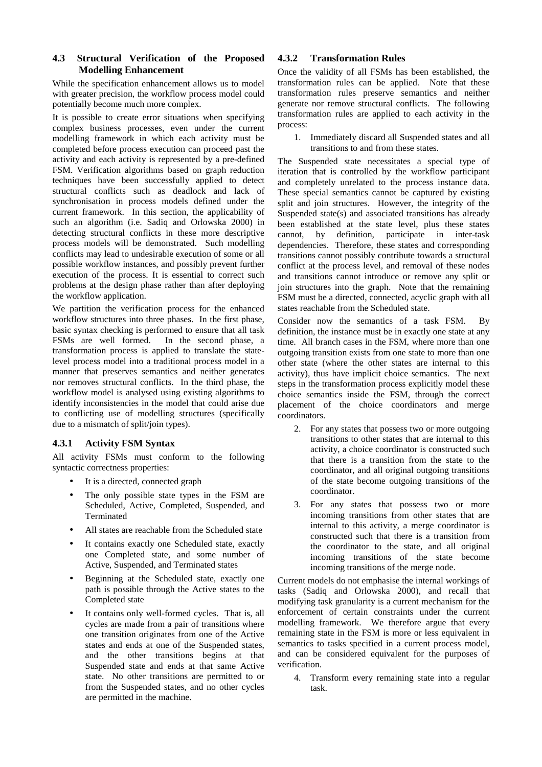### 4.3 Structural Verification of the Proposed Modelling Enhancement

While the specification enhancement allows us to model with greater precision, the workflow process model could potentially become much more complex.

It is possible to create error situations when specifying complex business processes, even under the current modelling framework in which each activity must be completed before process execution can proceed past the activity and each activity is represented by a pre-defined FSM. Verification algorithms based on graph reduction techniques have been successfully applied to detect structural conflicts such as deadlock and lack of synchronisation in process models defined under the current framework. In this section, the applicability of such an algorithm (i.e. Sadiq and Orlowska 2000) in detecting structural conflicts in these more descriptive process models will be demonstrated. Such modelling conflicts may lead to undesirable execution of some or all possible workflow instances, and possibly prevent further execution of the process. It is essential to correct such problems at the design phase rather than after deploying the workflow application.

We partition the verification process for the enhanced workflow structures into three phases. In the first phase, basic syntax checking is performed to ensure that all task FSMs are well formed. In the second phase, a transformation process is applied to translate the state-level process model into a traditional process model in a manner that preserves semantics and neither generates nor removes structural conflicts. In the third phase, the workflow model is analysed using existing algorithms to identify inconsistencies in the model that could arise due to conflicting use of modelling structures (specifically due to a mismatch of split/join types).

#### 4.3.1 Activity FSM Syntax

All activity FSMs must conform to the following syntactic correctness properties:

- It is a directed, connected graph
- The only possible state types in the FSM are Scheduled, Active, Completed, Suspended, and Terminated
- All states are reachable from the Scheduled state
- It contains exactly one Scheduled state, exactly one Completed state, and some number of Active, Suspended, and Terminated states
- Beginning at the Scheduled state, exactly one path is possible through the Active states to the Completed state
- It contains only well-formed cycles. That is, all cycles are made from a pair of transitions where one transition originates from one of the Active states and ends at one of the Suspended states, and the other transitions begins at that Suspended state and ends at that same Active state. No other transitions are permitted to or from the Suspended states, and no other cycles are permitted in the machine.

#### 4.3.2 Transformation Rules

Once the validity of all FSMs has been established, the transformation rules can be applied. Note that these transformation rules preserve semantics and neither generate nor remove structural conflicts. The following transformation rules are applied to each activity in the process:

1. Immediately discard all Suspended states and all transitions to and from these states.

The Suspended state necessitates a special type of iteration that is controlled by the workflow participant and completely unrelated to the process instance data. These special semantics cannot be captured by existing split and join structures. However, the integrity of the Suspended state(s) and associated transitions has already been established at the state level, plus these states cannot, by definition, participate in inter-task dependencies. Therefore, these states and corresponding transitions cannot possibly contribute towards a structural conflict at the process level, and removal of these nodes and transitions cannot introduce or remove any split or join structures into the graph. Note that the remaining FSM must be a directed, connected, acyclic graph with all states reachable from the Scheduled state.

Consider now the semantics of a task FSM. By definition, the instance must be in exactly one state at any time. All branch cases in the FSM, where more than one outgoing transition exists from one state to more than one other state (where the other states are internal to this activity), thus have implicit choice semantics. The next steps in the transformation process explicitly model these choice semantics inside the FSM, through the correct placement of the choice coordinators and merge coordinators.

2. For any states that possess two or more outgoing transitions to other states that are internal to this activity, a choice coordinator is constructed such that there is a transition from the state to the coordinator, and all original outgoing transitions of the state become outgoing transitions of the coordinator.
3. For any states that possess two or more incoming transitions from other states that are internal to this activity, a merge coordinator is constructed such that there is a transition from the coordinator to the state, and all original incoming transitions of the state become incoming transitions of the merge node.

Current models do not emphasise the internal workings of tasks (Sadiq and Orlowska 2000), and recall that modifying task granularity is a current mechanism for the enforcement of certain constraints under the current modelling framework. We therefore argue that every remaining state in the FSM is more or less equivalent in semantics to tasks specified in a current process model, and can be considered equivalent for the purposes of verification.

4. Transform every remaining state into a regular task.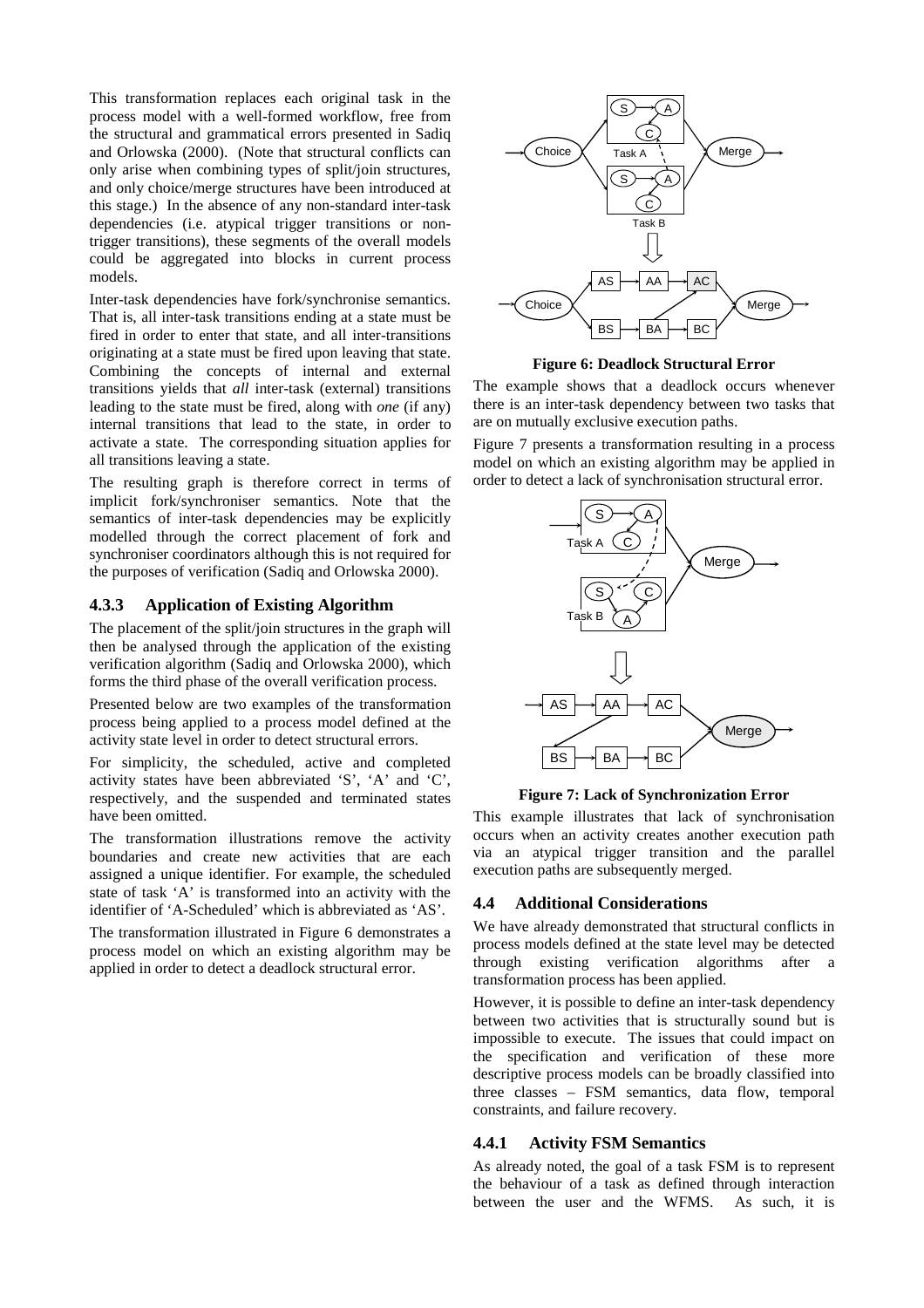This transformation replaces each original task in the process model with a well-formed workflow, free from the structural and grammatical errors presented in Sadiq and Orlowska (2000). (Note that structural conflicts can only arise when combining types of split/join structures, and only choice/merge structures have been introduced at this stage.) In the absence of any non-standard inter-task dependencies (i.e. atypical trigger transitions or non-trigger transitions), these segments of the overall models could be aggregated into blocks in current process models.

Inter-task dependencies have fork/synchronise semantics. That is, all inter-task transitions ending at a state must be fired in order to enter that state, and all inter-transitions originating at a state must be fired upon leaving that state. Combining the concepts of internal and external transitions yields that *all* inter-task (external) transitions leading to the state must be fired, along with *one* (if any) internal transitions that lead to the state, in order to activate a state. The corresponding situation applies for all transitions leaving a state.

The resulting graph is therefore correct in terms of implicit fork/synchroniser semantics. Note that the semantics of inter-task dependencies may be explicitly modelled through the correct placement of fork and synchroniser coordinators although this is not required for the purposes of verification (Sadiq and Orlowska 2000).

### 4.3.3 Application of Existing Algorithm

The placement of the split/join structures in the graph will then be analysed through the application of the existing verification algorithm (Sadiq and Orlowska 2000), which forms the third phase of the overall verification process.

Presented below are two examples of the transformation process being applied to a process model defined at the activity state level in order to detect structural errors.

For simplicity, the scheduled, active and completed activity states have been abbreviated 'S', 'A' and 'C', respectively, and the suspended and terminated states have been omitted.

The transformation illustrations remove the activity boundaries and create new activities that are each assigned a unique identifier. For example, the scheduled state of task 'A' is transformed into an activity with the identifier of 'A-Scheduled' which is abbreviated as 'AS'.

The transformation illustrated in Figure 6 demonstrates a process model on which an existing algorithm may be applied in order to detect a deadlock structural error.

**Figure 6: Deadlock Structural Error**

The example shows that a deadlock occurs whenever there is an inter-task dependency between two tasks that are on mutually exclusive execution paths.

Figure 7 presents a transformation resulting in a process model on which an existing algorithm may be applied in order to detect a lack of synchronisation structural error.

**Figure 7: Lack of Synchronization Error**

This example illustrates that lack of synchronisation occurs when an activity creates another execution path via an atypical trigger transition and the parallel execution paths are subsequently merged.

## 4.4 Additional Considerations

We have already demonstrated that structural conflicts in process models defined at the state level may be detected through existing verification algorithms after a transformation process has been applied.

However, it is possible to define an inter-task dependency between two activities that is structurally sound but is impossible to execute. The issues that could impact on the specification and verification of these more descriptive process models can be broadly classified into three classes – FSM semantics, data flow, temporal constraints, and failure recovery.

### 4.4.1 Activity FSM Semantics

As already noted, the goal of a task FSM is to represent the behaviour of a task as defined through interaction between the user and the WFMS. As such, it is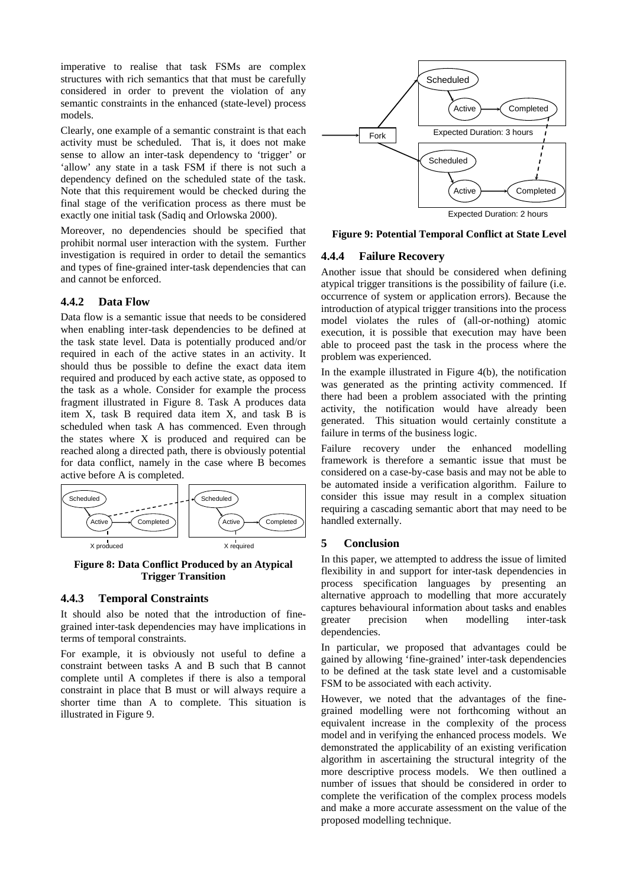imperative to realise that task FSMs are complex structures with rich semantics that that must be carefully considered in order to prevent the violation of any semantic constraints in the enhanced (state-level) process models.

Clearly, one example of a semantic constraint is that each activity must be scheduled. That is, it does not make sense to allow an inter-task dependency to 'trigger' or 'allow' any state in a task FSM if there is not such a dependency defined on the scheduled state of the task. Note that this requirement would be checked during the final stage of the verification process as there must be exactly one initial task (Sadiq and Orlowska 2000).

Moreover, no dependencies should be specified that prohibit normal user interaction with the system. Further investigation is required in order to detail the semantics and types of fine-grained inter-task dependencies that can and cannot be enforced.

### 4.4.2 Data Flow

Data flow is a semantic issue that needs to be considered when enabling inter-task dependencies to be defined at the task state level. Data is potentially produced and/or required in each of the active states in an activity. It should thus be possible to define the exact data item required and produced by each active state, as opposed to the task as a whole. Consider for example the process fragment illustrated in Figure 8. Task A produces data item X, task B required data item X, and task B is scheduled when task A has commenced. Even through the states where X is produced and required can be reached along a directed path, there is obviously potential for data conflict, namely in the case where B becomes active before A is completed.

**Figure 8: Data Conflict Produced by an Atypical Trigger Transition**

### 4.4.3 Temporal Constraints

It should also be noted that the introduction of fine-grained inter-task dependencies may have implications in terms of temporal constraints.

For example, it is obviously not useful to define a constraint between tasks A and B such that B cannot complete until A completes if there is also a temporal constraint in place that B must or will always require a shorter time than A to complete. This situation is illustrated in Figure 9.

**Figure 9: Potential Temporal Conflict at State Level**

### 4.4.4 Failure Recovery

Another issue that should be considered when defining atypical trigger transitions is the possibility of failure (i.e. occurrence of system or application errors). Because the introduction of atypical trigger transitions into the process model violates the rules of (all-or-nothing) atomic execution, it is possible that execution may have been able to proceed past the task in the process where the problem was experienced.

In the example illustrated in Figure 4(b), the notification was generated as the printing activity commenced. If there had been a problem associated with the printing activity, the notification would have already been generated. This situation would certainly constitute a failure in terms of the business logic.

Failure recovery under the enhanced modelling framework is therefore a semantic issue that must be considered on a case-by-case basis and may not be able to be automated inside a verification algorithm. Failure to consider this issue may result in a complex situation requiring a cascading semantic abort that may need to be handled externally.

## 5 Conclusion

In this paper, we attempted to address the issue of limited flexibility in and support for inter-task dependencies in process specification languages by presenting an alternative approach to modelling that more accurately captures behavioural information about tasks and enables greater precision when modelling inter-task dependencies.

In particular, we proposed that advantages could be gained by allowing 'fine-grained' inter-task dependencies to be defined at the task state level and a customisable FSM to be associated with each activity.

However, we noted that the advantages of the fine-grained modelling were not forthcoming without an equivalent increase in the complexity of the process model and in verifying the enhanced process models. We demonstrated the applicability of an existing verification algorithm in ascertaining the structural integrity of the more descriptive process models. We then outlined a number of issues that should be considered in order to complete the verification of the complex process models and make a more accurate assessment on the value of the proposed modelling technique.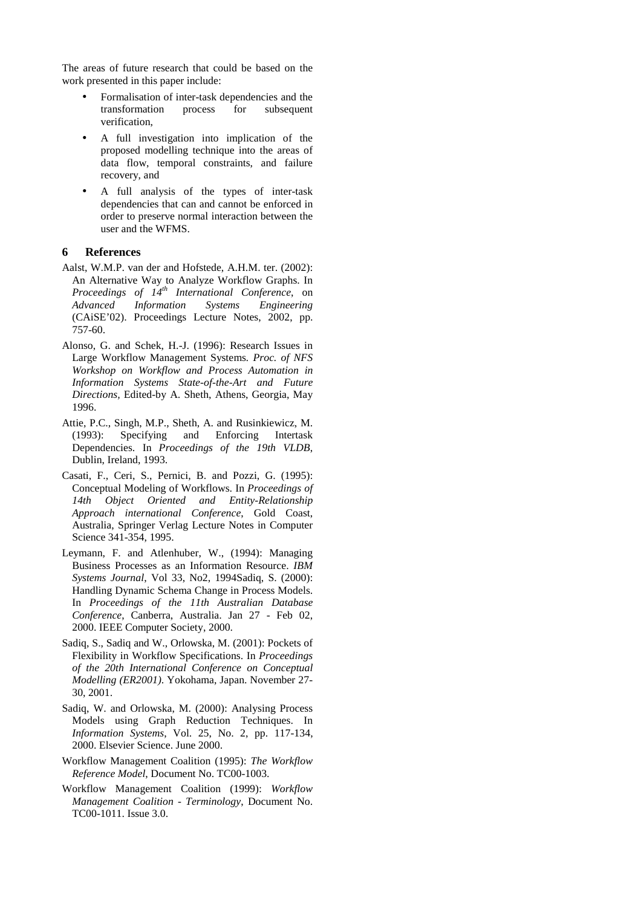The areas of future research that could be based on the work presented in this paper include:

- Formalisation of inter-task dependencies and the transformation process for subsequent verification,
- A full investigation into implication of the proposed modelling technique into the areas of data flow, temporal constraints, and failure recovery, and
- A full analysis of the types of inter-task dependencies that can and cannot be enforced in order to preserve normal interaction between the user and the WFMS.

## 6 References

Aalst, W.M.P. van der and Hofstede, A.H.M. ter. (2002): An Alternative Way to Analyze Workflow Graphs. In *Proceedings of 14th International Conference*, on *Advanced Information Systems Engineering* (CAiSE'02). Proceedings Lecture Notes, 2002, pp. 757-60.

Alonso, G. and Schek, H.-J. (1996): Research Issues in Large Workflow Management Systems. *Proc. of NFS Workshop on Workflow and Process Automation in Information Systems State-of-the-Art and Future Directions*, Edited-by A. Sheth, Athens, Georgia, May 1996.

Attie, P.C., Singh, M.P., Sheth, A. and Rusinkiewicz, M. (1993): Specifying and Enforcing Intertask Dependencies. In *Proceedings of the 19th VLDB*, Dublin, Ireland, 1993.

Casati, F., Ceri, S., Pernici, B. and Pozzi, G. (1995): Conceptual Modeling of Workflows. In *Proceedings of 14th Object Oriented and Entity-Relationship Approach international Conference*, Gold Coast, Australia, Springer Verlag Lecture Notes in Computer Science 341-354, 1995.

Leymann, F. and Atlenhuber, W., (1994): Managing Business Processes as an Information Resource. *IBM Systems Journal*, Vol 33, No2, 1994Sadiq, S. (2000): Handling Dynamic Schema Change in Process Models. In *Proceedings of the 11th Australian Database Conference*, Canberra, Australia. Jan 27 - Feb 02, 2000. IEEE Computer Society, 2000.

Sadiq, S., Sadiq and W., Orlowska, M. (2001): Pockets of Flexibility in Workflow Specifications. In *Proceedings of the 20th International Conference on Conceptual Modelling (ER2001)*. Yokohama, Japan. November 27-30, 2001.

Sadiq, W. and Orlowska, M. (2000): Analysing Process Models using Graph Reduction Techniques. In *Information Systems*, Vol. 25, No. 2, pp. 117-134, 2000. Elsevier Science. June 2000.

Workflow Management Coalition (1995): *The Workflow Reference Model*, Document No. TC00-1003.

Workflow Management Coalition (1999): *Workflow Management Coalition - Terminology*, Document No. TC00-1011. Issue 3.0.